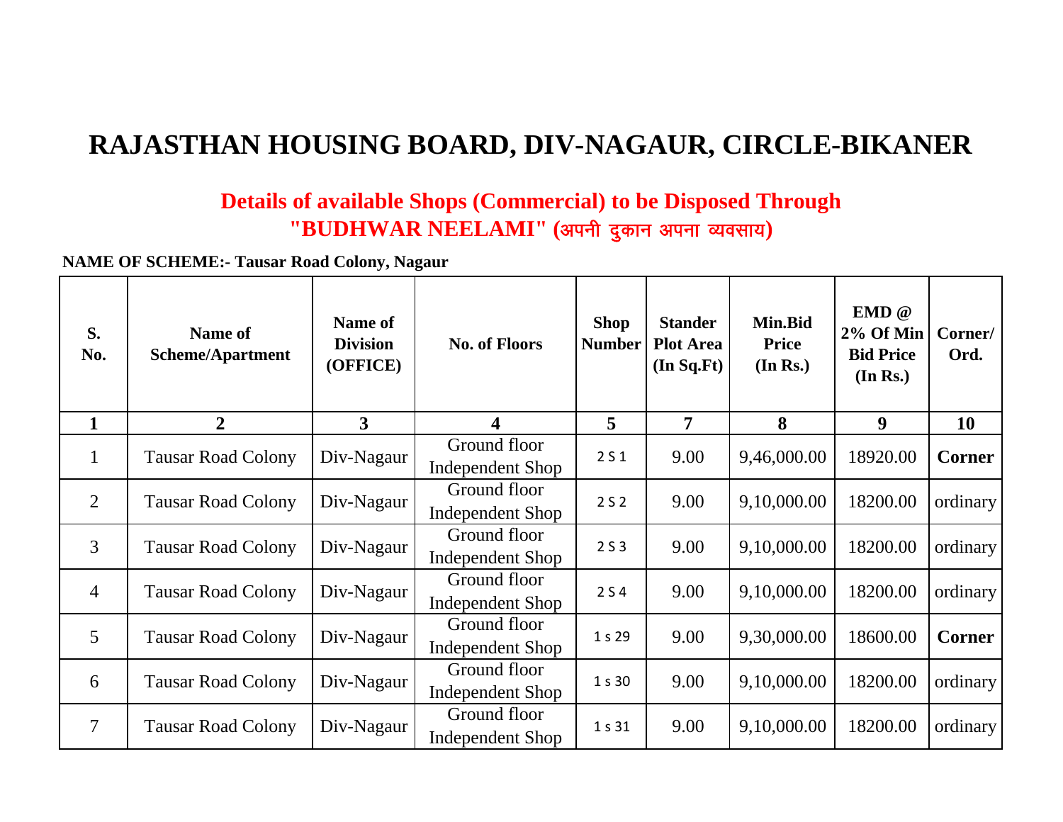# RAJASTHAN HOUSING BOARD, DIV-NAGAUR, CIRCLE-BIKANER

## Details of available Shops (Commercial) to be Disposed Through "BUDHWAR NEELAMI" (अपनी दुकान अपना व्यवसाय)

**NAME OF SCHEME:- Tausar Road Colony, Nagaur**

| S. No. | Name of Scheme/Apartment | Name of Division (OFFICE) | No. of Floors | Shop Number | Stander Plot Area (In Sq.Ft) | Min.Bid Price (In Rs.) | EMD @ 2% Of Min Bid Price (In Rs.) | Corner/ Ord. |
|---|---|---|---|---|---|---|---|---|
| **1** | **2** | **3** | **4** | **5** | **7** | **8** | **9** | **10** |
| 1 | Tausar Road Colony | Div-Nagaur | Ground floor Independent Shop | 2 S 1 | 9.00 | 9,46,000.00 | 18920.00 | **Corner** |
| 2 | Tausar Road Colony | Div-Nagaur | Ground floor Independent Shop | 2 S 2 | 9.00 | 9,10,000.00 | 18200.00 | ordinary |
| 3 | Tausar Road Colony | Div-Nagaur | Ground floor Independent Shop | 2 S 3 | 9.00 | 9,10,000.00 | 18200.00 | ordinary |
| 4 | Tausar Road Colony | Div-Nagaur | Ground floor Independent Shop | 2 S 4 | 9.00 | 9,10,000.00 | 18200.00 | ordinary |
| 5 | Tausar Road Colony | Div-Nagaur | Ground floor Independent Shop | 1 s 29 | 9.00 | 9,30,000.00 | 18600.00 | **Corner** |
| 6 | Tausar Road Colony | Div-Nagaur | Ground floor Independent Shop | 1 s 30 | 9.00 | 9,10,000.00 | 18200.00 | ordinary |
| 7 | Tausar Road Colony | Div-Nagaur | Ground floor Independent Shop | 1 s 31 | 9.00 | 9,10,000.00 | 18200.00 | ordinary |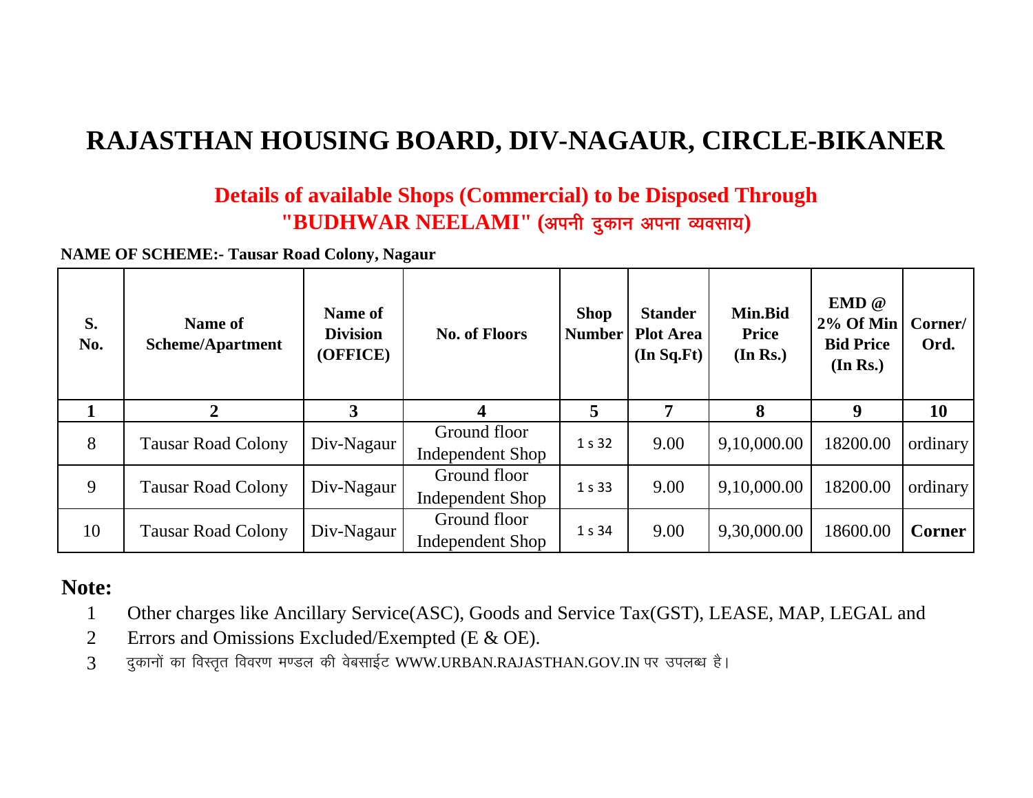# RAJASTHAN HOUSING BOARD, DIV-NAGAUR, CIRCLE-BIKANER

## Details of available Shops (Commercial) to be Disposed Through "BUDHWAR NEELAMI" (अपनी दुकान अपना व्यवसाय)

**NAME OF SCHEME:- Tausar Road Colony, Nagaur**

| S. No. | Name of Scheme/Apartment | Name of Division (OFFICE) | No. of Floors | Shop Number | Stander Plot Area (In Sq.Ft) | Min.Bid Price (In Rs.) | EMD @ 2% Of Min Bid Price (In Rs.) | Corner/ Ord. |
|---|---|---|---|---|---|---|---|---|
| **1** | **2** | **3** | **4** | **5** | **7** | **8** | **9** | **10** |
| 8 | Tausar Road Colony | Div-Nagaur | Ground floor Independent Shop | 1 s 32 | 9.00 | 9,10,000.00 | 18200.00 | ordinary |
| 9 | Tausar Road Colony | Div-Nagaur | Ground floor Independent Shop | 1 s 33 | 9.00 | 9,10,000.00 | 18200.00 | ordinary |
| 10 | Tausar Road Colony | Div-Nagaur | Ground floor Independent Shop | 1 s 34 | 9.00 | 9,30,000.00 | 18600.00 | **Corner** |

**Note:**

1. Other charges like Ancillary Service(ASC), Goods and Service Tax(GST), LEASE, MAP, LEGAL and
2. Errors and Omissions Excluded/Exempted (E & OE).
3. दुकानों का विस्तृत विवरण मण्डल की वेबसाईट WWW.URBAN.RAJASTHAN.GOV.IN पर उपलब्ध है।